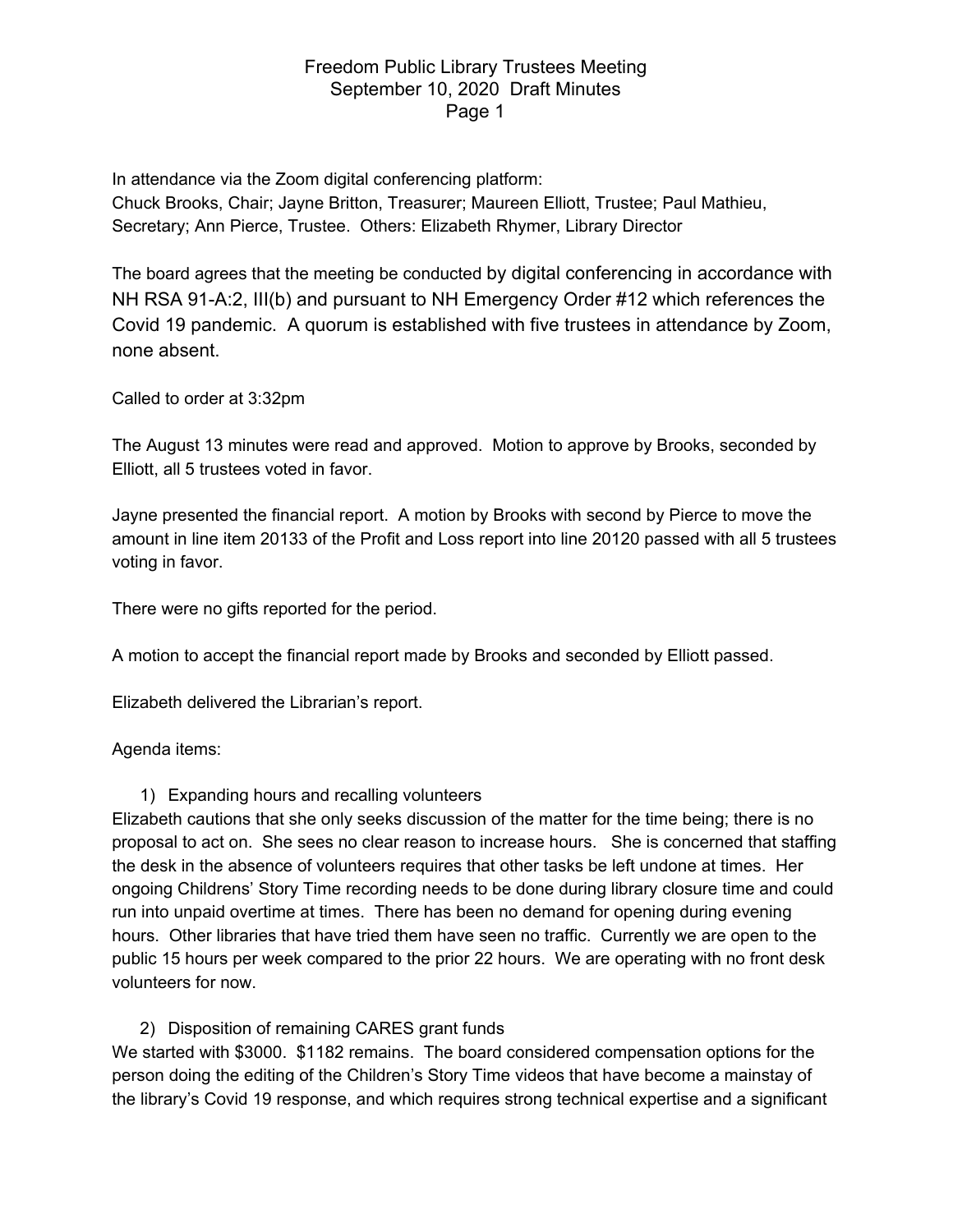# Freedom Public Library Trustees Meeting
## September 10, 2020 Draft Minutes

In attendance via the Zoom digital conferencing platform:
Chuck Brooks, Chair; Jayne Britton, Treasurer; Maureen Elliott, Trustee; Paul Mathieu, Secretary; Ann Pierce, Trustee. Others: Elizabeth Rhymer, Library Director

The board agrees that the meeting be conducted by digital conferencing in accordance with NH RSA 91-A:2, III(b) and pursuant to NH Emergency Order #12 which references the Covid 19 pandemic. A quorum is established with five trustees in attendance by Zoom, none absent.

Called to order at 3:32pm

The August 13 minutes were read and approved. Motion to approve by Brooks, seconded by Elliott, all 5 trustees voted in favor.

Jayne presented the financial report. A motion by Brooks with second by Pierce to move the amount in line item 20133 of the Profit and Loss report into line 20120 passed with all 5 trustees voting in favor.

There were no gifts reported for the period.

A motion to accept the financial report made by Brooks and seconded by Elliott passed.

Elizabeth delivered the Librarian's report.

Agenda items:

1) Expanding hours and recalling volunteers

Elizabeth cautions that she only seeks discussion of the matter for the time being; there is no proposal to act on. She sees no clear reason to increase hours. She is concerned that staffing the desk in the absence of volunteers requires that other tasks be left undone at times. Her ongoing Childrens' Story Time recording needs to be done during library closure time and could run into unpaid overtime at times. There has been no demand for opening during evening hours. Other libraries that have tried them have seen no traffic. Currently we are open to the public 15 hours per week compared to the prior 22 hours. We are operating with no front desk volunteers for now.

2) Disposition of remaining CARES grant funds

We started with $3000. $1182 remains. The board considered compensation options for the person doing the editing of the Children's Story Time videos that have become a mainstay of the library's Covid 19 response, and which requires strong technical expertise and a significant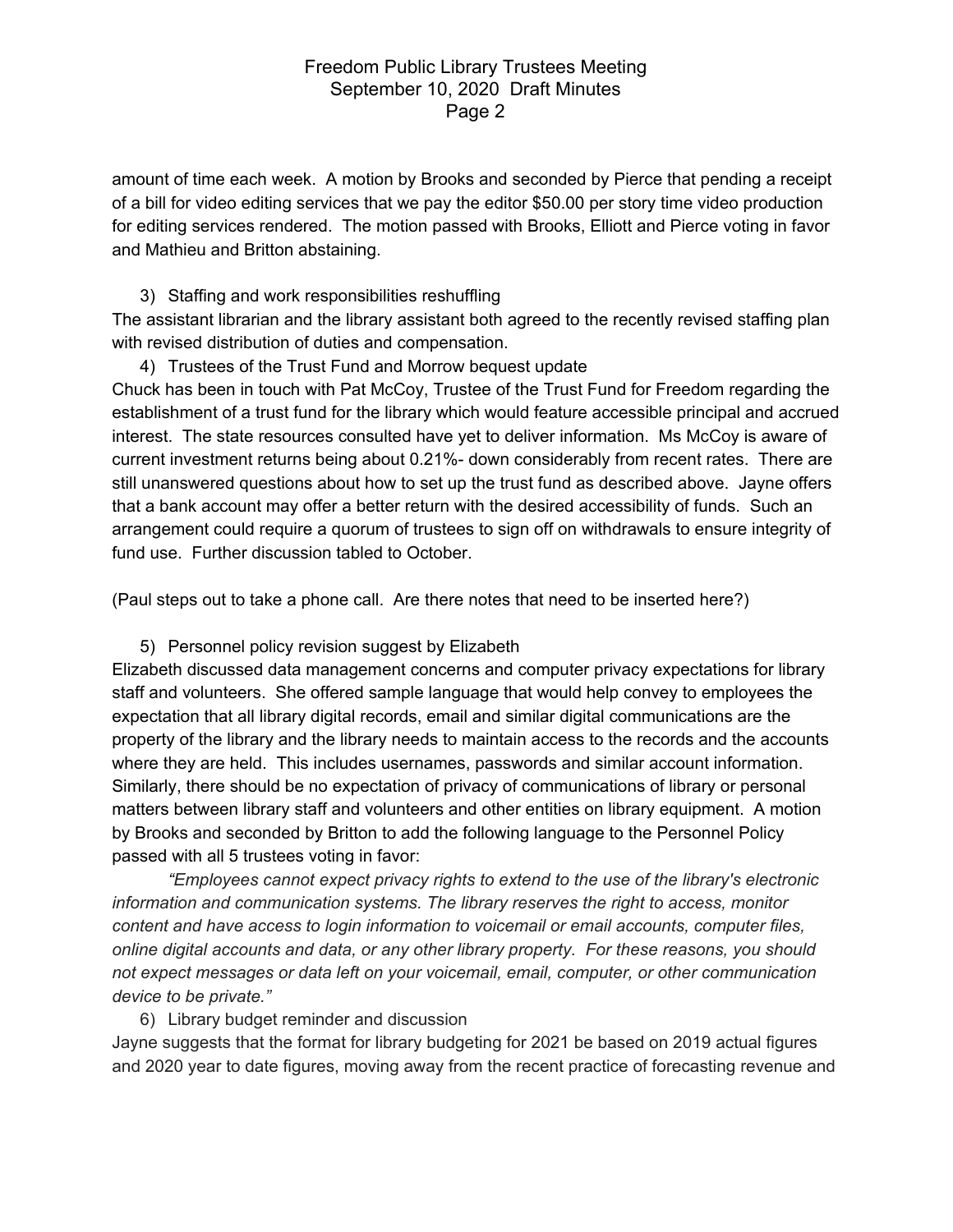amount of time each week. A motion by Brooks and seconded by Pierce that pending a receipt of a bill for video editing services that we pay the editor $50.00 per story time video production for editing services rendered. The motion passed with Brooks, Elliott and Pierce voting in favor and Mathieu and Britton abstaining.

3) Staffing and work responsibilities reshuffling

The assistant librarian and the library assistant both agreed to the recently revised staffing plan with revised distribution of duties and compensation.

4) Trustees of the Trust Fund and Morrow bequest update

Chuck has been in touch with Pat McCoy, Trustee of the Trust Fund for Freedom regarding the establishment of a trust fund for the library which would feature accessible principal and accrued interest. The state resources consulted have yet to deliver information. Ms McCoy is aware of current investment returns being about 0.21%- down considerably from recent rates. There are still unanswered questions about how to set up the trust fund as described above. Jayne offers that a bank account may offer a better return with the desired accessibility of funds. Such an arrangement could require a quorum of trustees to sign off on withdrawals to ensure integrity of fund use. Further discussion tabled to October.

(Paul steps out to take a phone call. Are there notes that need to be inserted here?)

5) Personnel policy revision suggest by Elizabeth

Elizabeth discussed data management concerns and computer privacy expectations for library staff and volunteers. She offered sample language that would help convey to employees the expectation that all library digital records, email and similar digital communications are the property of the library and the library needs to maintain access to the records and the accounts where they are held. This includes usernames, passwords and similar account information. Similarly, there should be no expectation of privacy of communications of library or personal matters between library staff and volunteers and other entities on library equipment. A motion by Brooks and seconded by Britton to add the following language to the Personnel Policy passed with all 5 trustees voting in favor:

*"Employees cannot expect privacy rights to extend to the use of the library's electronic information and communication systems. The library reserves the right to access, monitor content and have access to login information to voicemail or email accounts, computer files, online digital accounts and data, or any other library property. For these reasons, you should not expect messages or data left on your voicemail, email, computer, or other communication device to be private."*

6) Library budget reminder and discussion

Jayne suggests that the format for library budgeting for 2021 be based on 2019 actual figures and 2020 year to date figures, moving away from the recent practice of forecasting revenue and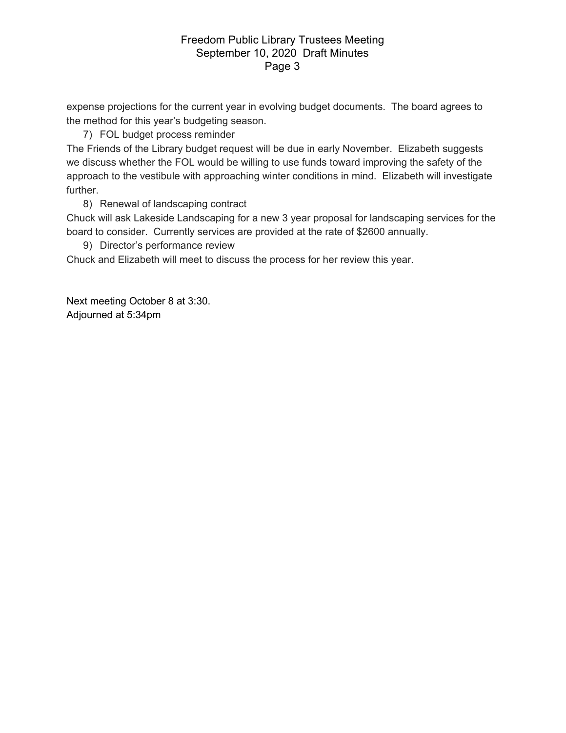expense projections for the current year in evolving budget documents. The board agrees to the method for this year's budgeting season.

7) FOL budget process reminder

The Friends of the Library budget request will be due in early November. Elizabeth suggests we discuss whether the FOL would be willing to use funds toward improving the safety of the approach to the vestibule with approaching winter conditions in mind. Elizabeth will investigate further.

8) Renewal of landscaping contract

Chuck will ask Lakeside Landscaping for a new 3 year proposal for landscaping services for the board to consider. Currently services are provided at the rate of $2600 annually.

9) Director's performance review

Chuck and Elizabeth will meet to discuss the process for her review this year.

Next meeting October 8 at 3:30.
Adjourned at 5:34pm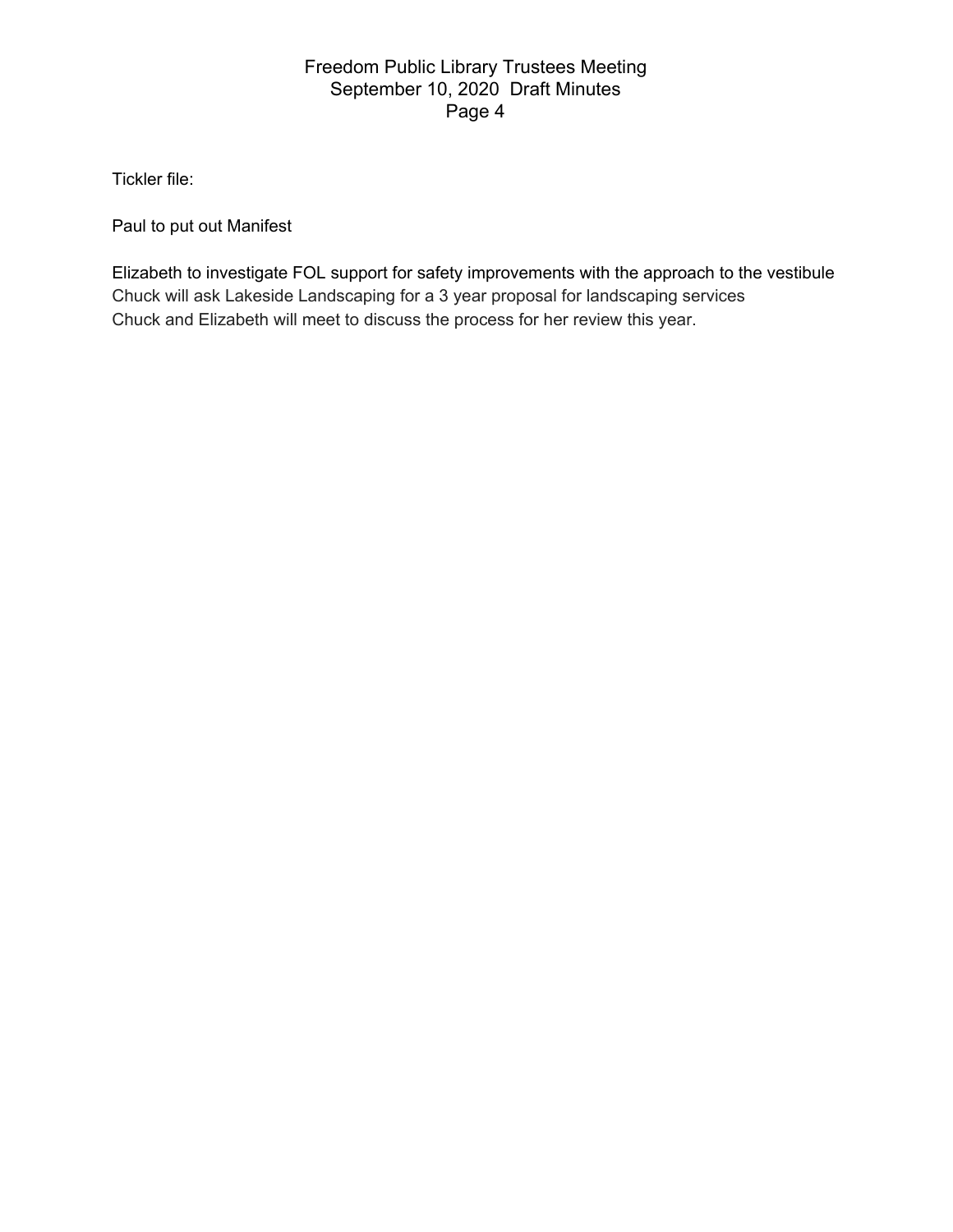Tickler file:

Paul to put out Manifest

Elizabeth to investigate FOL support for safety improvements with the approach to the vestibule
Chuck will ask Lakeside Landscaping for a 3 year proposal for landscaping services
Chuck and Elizabeth will meet to discuss the process for her review this year.